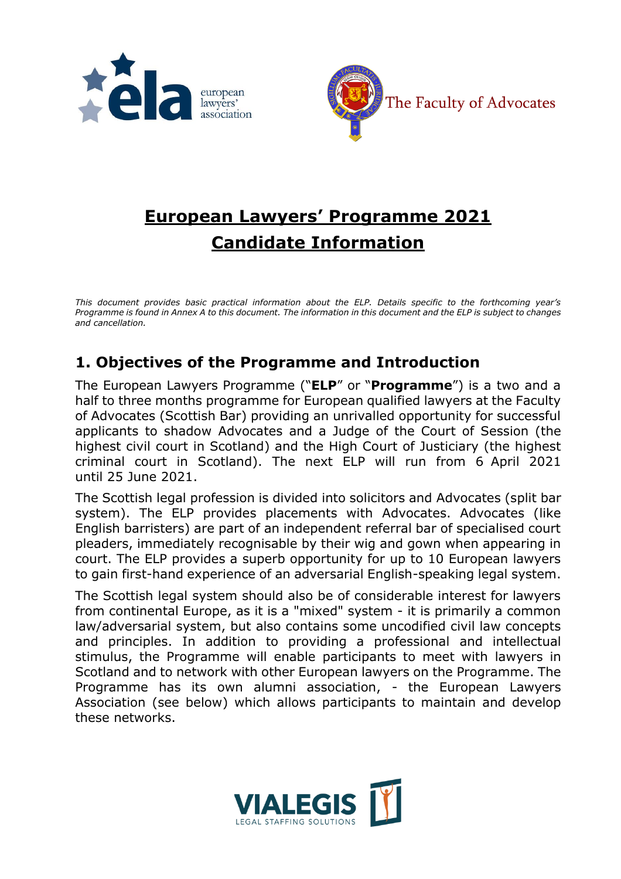# European Lawyers' Programme 2021
# Candidate Information

*This document provides basic practical information about the ELP. Details specific to the forthcoming year's Programme is found in Annex A to this document. The information in this document and the ELP is subject to changes and cancellation.*

## 1. Objectives of the Programme and Introduction

The European Lawyers Programme ("**ELP**" or "**Programme**") is a two and a half to three months programme for European qualified lawyers at the Faculty of Advocates (Scottish Bar) providing an unrivalled opportunity for successful applicants to shadow Advocates and a Judge of the Court of Session (the highest civil court in Scotland) and the High Court of Justiciary (the highest criminal court in Scotland). The next ELP will run from 6 April 2021 until 25 June 2021.

The Scottish legal profession is divided into solicitors and Advocates (split bar system). The ELP provides placements with Advocates. Advocates (like English barristers) are part of an independent referral bar of specialised court pleaders, immediately recognisable by their wig and gown when appearing in court. The ELP provides a superb opportunity for up to 10 European lawyers to gain first-hand experience of an adversarial English-speaking legal system.

The Scottish legal system should also be of considerable interest for lawyers from continental Europe, as it is a "mixed" system - it is primarily a common law/adversarial system, but also contains some uncodified civil law concepts and principles. In addition to providing a professional and intellectual stimulus, the Programme will enable participants to meet with lawyers in Scotland and to network with other European lawyers on the Programme. The Programme has its own alumni association, - the European Lawyers Association (see below) which allows participants to maintain and develop these networks.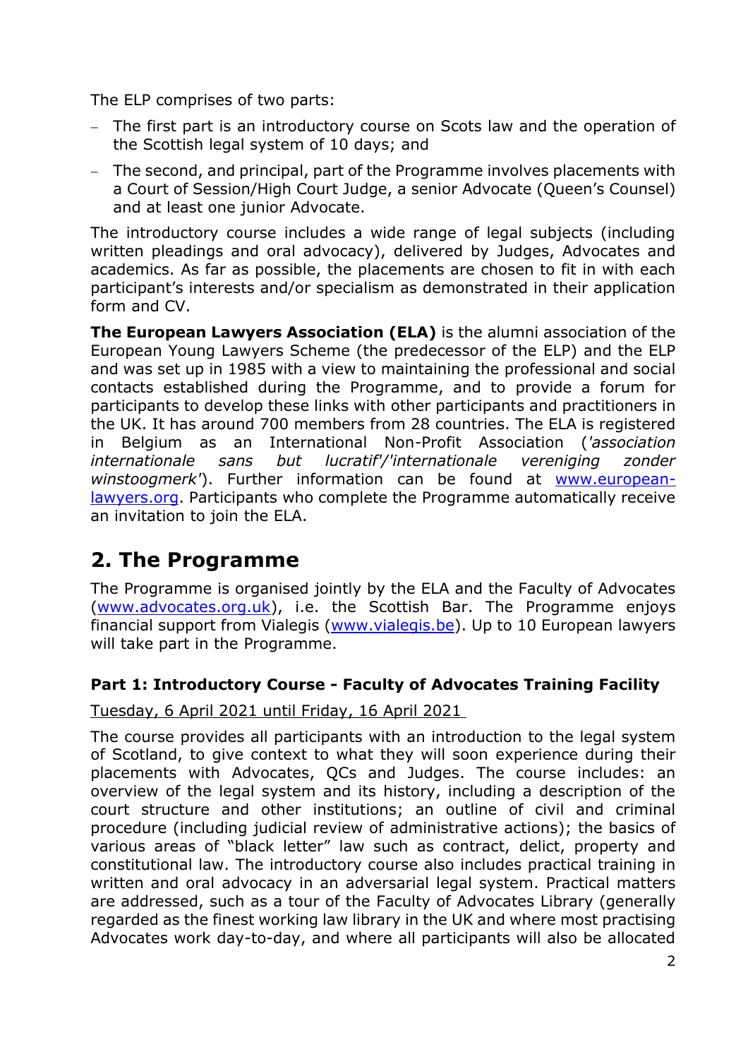The ELP comprises of two parts:

- The first part is an introductory course on Scots law and the operation of the Scottish legal system of 10 days; and
- The second, and principal, part of the Programme involves placements with a Court of Session/High Court Judge, a senior Advocate (Queen's Counsel) and at least one junior Advocate.

The introductory course includes a wide range of legal subjects (including written pleadings and oral advocacy), delivered by Judges, Advocates and academics. As far as possible, the placements are chosen to fit in with each participant's interests and/or specialism as demonstrated in their application form and CV.

**The European Lawyers Association (ELA)** is the alumni association of the European Young Lawyers Scheme (the predecessor of the ELP) and the ELP and was set up in 1985 with a view to maintaining the professional and social contacts established during the Programme, and to provide a forum for participants to develop these links with other participants and practitioners in the UK. It has around 700 members from 28 countries. The ELA is registered in Belgium as an International Non-Profit Association (*'association internationale sans but lucratif'/'internationale vereniging zonder winstoogmerk'*). Further information can be found at [www.european-lawyers.org](www.european-lawyers.org). Participants who complete the Programme automatically receive an invitation to join the ELA.

## 2. The Programme

The Programme is organised jointly by the ELA and the Faculty of Advocates ([www.advocates.org.uk](www.advocates.org.uk)), i.e. the Scottish Bar. The Programme enjoys financial support from Vialegis ([www.vialegis.be](www.vialegis.be)). Up to 10 European lawyers will take part in the Programme.

### Part 1: Introductory Course - Faculty of Advocates Training Facility

<u>Tuesday, 6 April 2021 until Friday, 16 April 2021</u>

The course provides all participants with an introduction to the legal system of Scotland, to give context to what they will soon experience during their placements with Advocates, QCs and Judges. The course includes: an overview of the legal system and its history, including a description of the court structure and other institutions; an outline of civil and criminal procedure (including judicial review of administrative actions); the basics of various areas of "black letter" law such as contract, delict, property and constitutional law. The introductory course also includes practical training in written and oral advocacy in an adversarial legal system. Practical matters are addressed, such as a tour of the Faculty of Advocates Library (generally regarded as the finest working law library in the UK and where most practising Advocates work day-to-day, and where all participants will also be allocated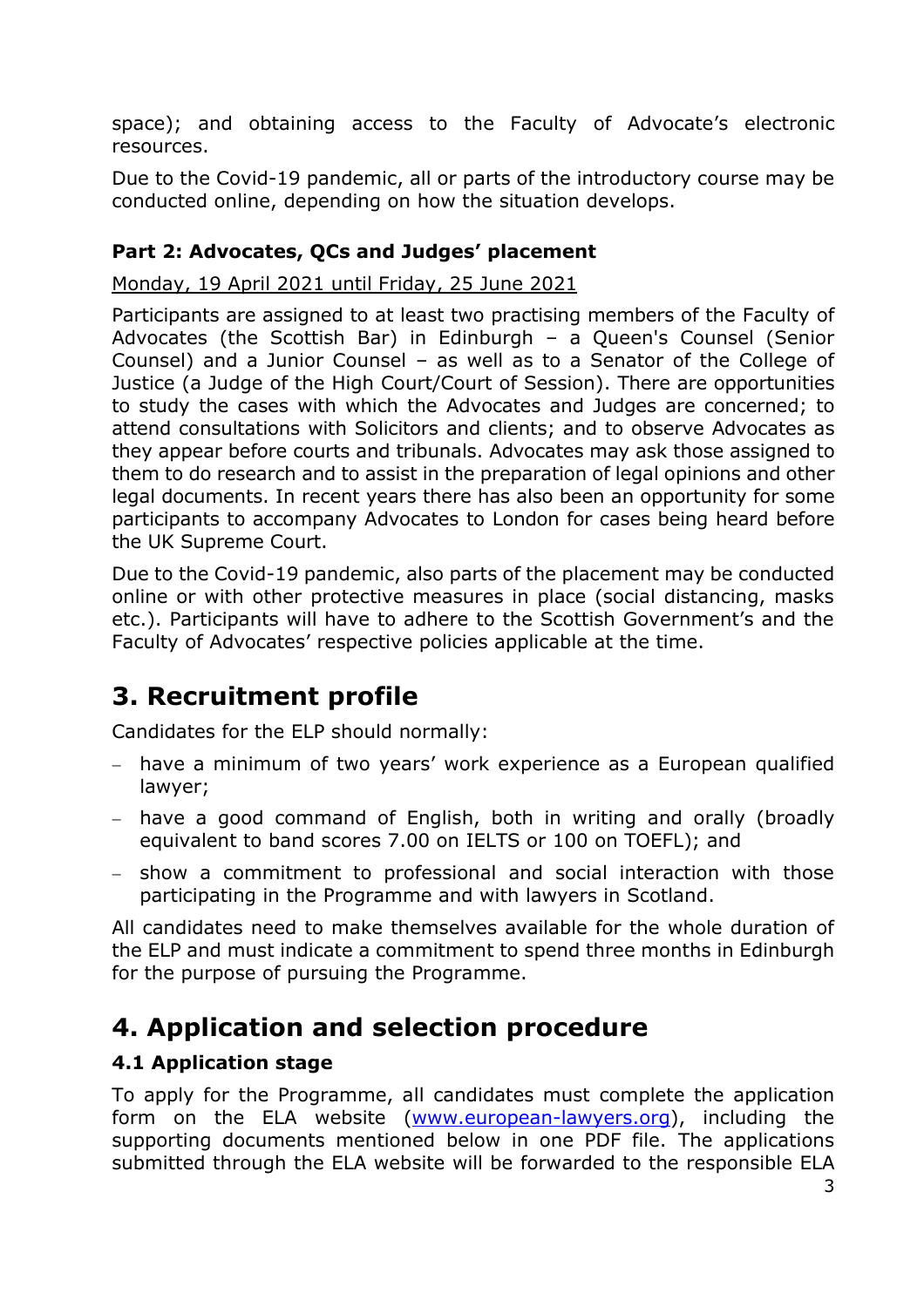space); and obtaining access to the Faculty of Advocate's electronic resources.

Due to the Covid-19 pandemic, all or parts of the introductory course may be conducted online, depending on how the situation develops.

### Part 2: Advocates, QCs and Judges' placement

Monday, 19 April 2021 until Friday, 25 June 2021

Participants are assigned to at least two practising members of the Faculty of Advocates (the Scottish Bar) in Edinburgh – a Queen's Counsel (Senior Counsel) and a Junior Counsel – as well as to a Senator of the College of Justice (a Judge of the High Court/Court of Session). There are opportunities to study the cases with which the Advocates and Judges are concerned; to attend consultations with Solicitors and clients; and to observe Advocates as they appear before courts and tribunals. Advocates may ask those assigned to them to do research and to assist in the preparation of legal opinions and other legal documents. In recent years there has also been an opportunity for some participants to accompany Advocates to London for cases being heard before the UK Supreme Court.

Due to the Covid-19 pandemic, also parts of the placement may be conducted online or with other protective measures in place (social distancing, masks etc.). Participants will have to adhere to the Scottish Government's and the Faculty of Advocates' respective policies applicable at the time.

# 3. Recruitment profile

Candidates for the ELP should normally:

- have a minimum of two years' work experience as a European qualified lawyer;
- have a good command of English, both in writing and orally (broadly equivalent to band scores 7.00 on IELTS or 100 on TOEFL); and
- show a commitment to professional and social interaction with those participating in the Programme and with lawyers in Scotland.

All candidates need to make themselves available for the whole duration of the ELP and must indicate a commitment to spend three months in Edinburgh for the purpose of pursuing the Programme.

# 4. Application and selection procedure

### 4.1 Application stage

To apply for the Programme, all candidates must complete the application form on the ELA website (www.european-lawyers.org), including the supporting documents mentioned below in one PDF file. The applications submitted through the ELA website will be forwarded to the responsible ELA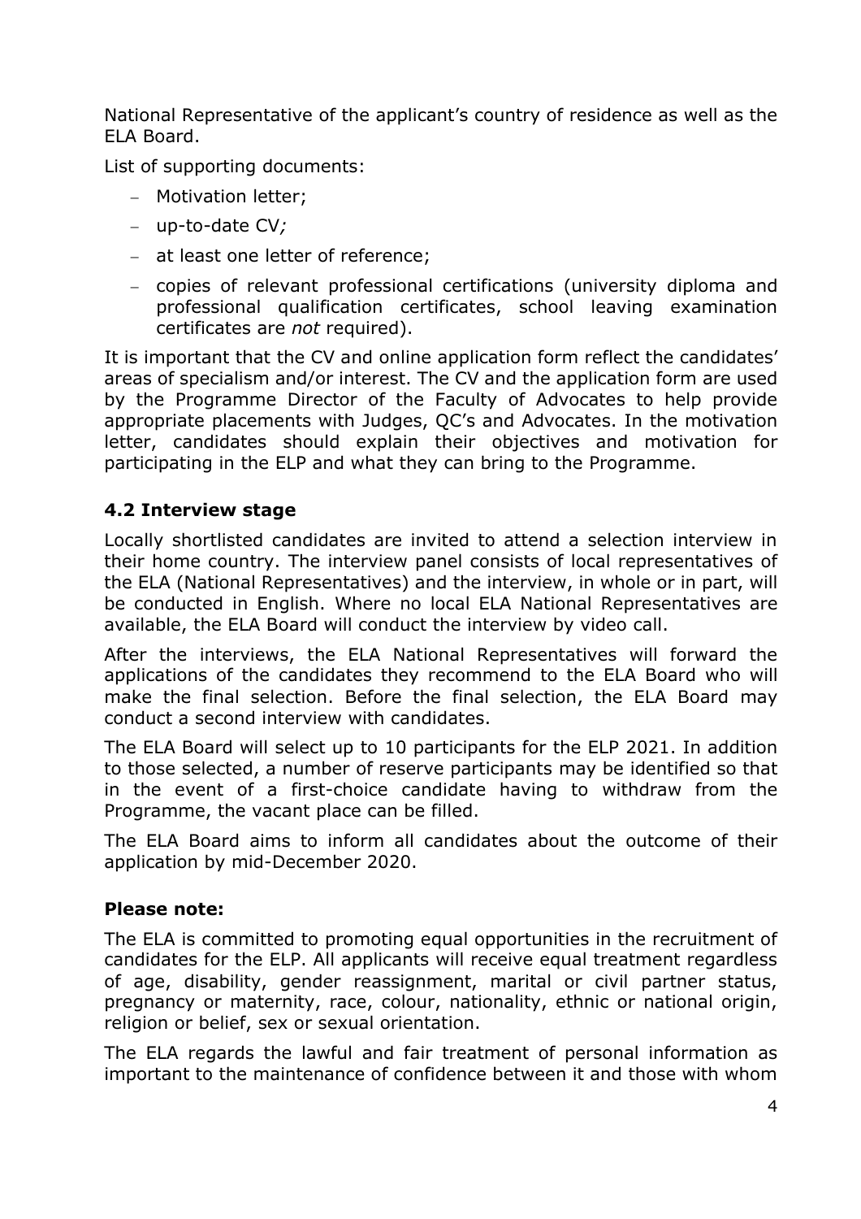National Representative of the applicant's country of residence as well as the ELA Board.

List of supporting documents:

- Motivation letter;
- up-to-date CV*;*
- at least one letter of reference;
- copies of relevant professional certifications (university diploma and professional qualification certificates, school leaving examination certificates are *not* required).

It is important that the CV and online application form reflect the candidates' areas of specialism and/or interest. The CV and the application form are used by the Programme Director of the Faculty of Advocates to help provide appropriate placements with Judges, QC's and Advocates. In the motivation letter, candidates should explain their objectives and motivation for participating in the ELP and what they can bring to the Programme.

### 4.2 Interview stage

Locally shortlisted candidates are invited to attend a selection interview in their home country. The interview panel consists of local representatives of the ELA (National Representatives) and the interview, in whole or in part, will be conducted in English. Where no local ELA National Representatives are available, the ELA Board will conduct the interview by video call.

After the interviews, the ELA National Representatives will forward the applications of the candidates they recommend to the ELA Board who will make the final selection. Before the final selection, the ELA Board may conduct a second interview with candidates.

The ELA Board will select up to 10 participants for the ELP 2021. In addition to those selected, a number of reserve participants may be identified so that in the event of a first-choice candidate having to withdraw from the Programme, the vacant place can be filled.

The ELA Board aims to inform all candidates about the outcome of their application by mid-December 2020.

### Please note:

The ELA is committed to promoting equal opportunities in the recruitment of candidates for the ELP. All applicants will receive equal treatment regardless of age, disability, gender reassignment, marital or civil partner status, pregnancy or maternity, race, colour, nationality, ethnic or national origin, religion or belief, sex or sexual orientation.

The ELA regards the lawful and fair treatment of personal information as important to the maintenance of confidence between it and those with whom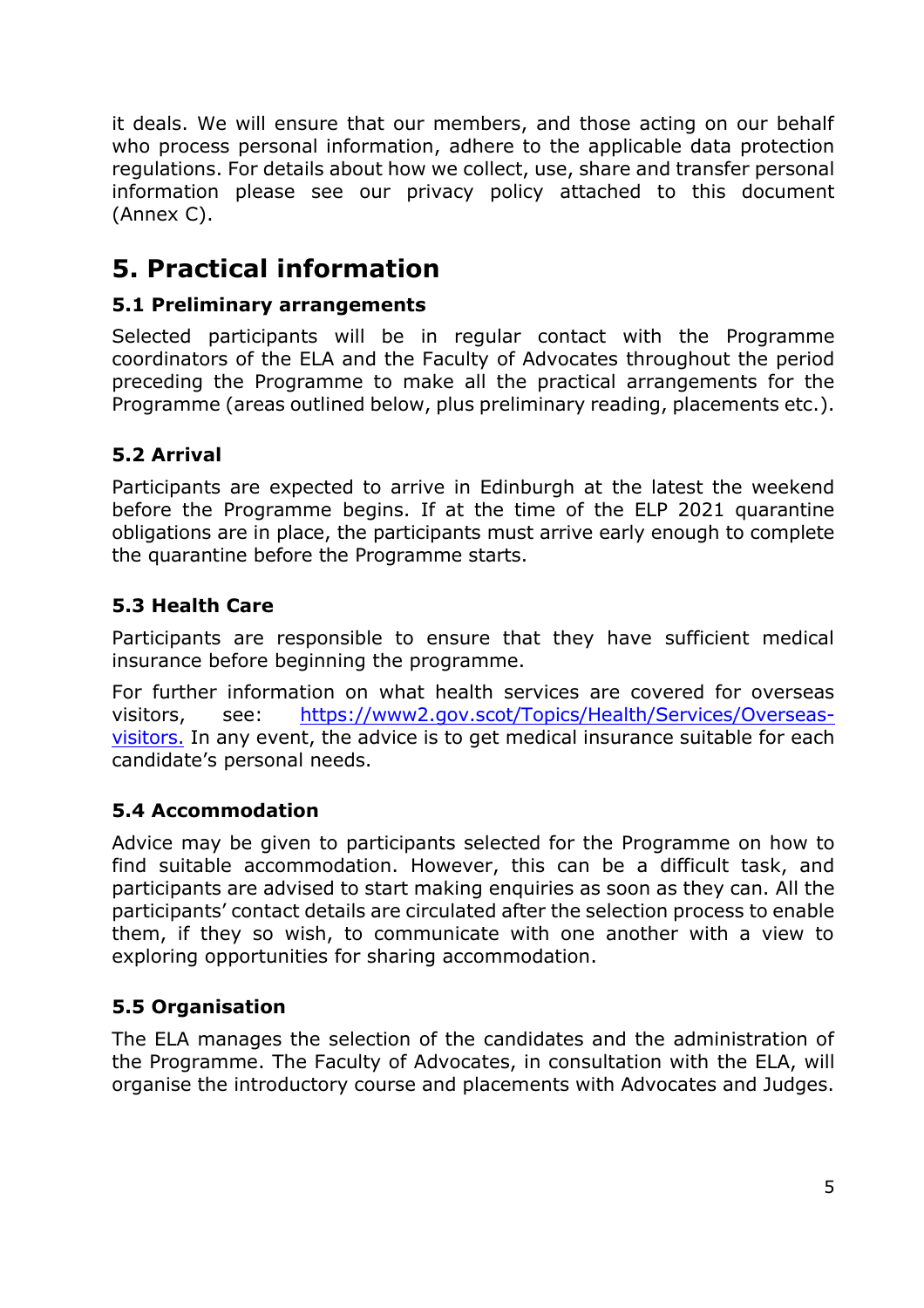it deals. We will ensure that our members, and those acting on our behalf who process personal information, adhere to the applicable data protection regulations. For details about how we collect, use, share and transfer personal information please see our privacy policy attached to this document (Annex C).

# 5. Practical information

### 5.1 Preliminary arrangements

Selected participants will be in regular contact with the Programme coordinators of the ELA and the Faculty of Advocates throughout the period preceding the Programme to make all the practical arrangements for the Programme (areas outlined below, plus preliminary reading, placements etc.).

### 5.2 Arrival

Participants are expected to arrive in Edinburgh at the latest the weekend before the Programme begins. If at the time of the ELP 2021 quarantine obligations are in place, the participants must arrive early enough to complete the quarantine before the Programme starts.

### 5.3 Health Care

Participants are responsible to ensure that they have sufficient medical insurance before beginning the programme.

For further information on what health services are covered for overseas visitors, see: [https://www2.gov.scot/Topics/Health/Services/Overseas-visitors.](https://www2.gov.scot/Topics/Health/Services/Overseas-visitors) In any event, the advice is to get medical insurance suitable for each candidate's personal needs.

### 5.4 Accommodation

Advice may be given to participants selected for the Programme on how to find suitable accommodation. However, this can be a difficult task, and participants are advised to start making enquiries as soon as they can. All the participants' contact details are circulated after the selection process to enable them, if they so wish, to communicate with one another with a view to exploring opportunities for sharing accommodation.

### 5.5 Organisation

The ELA manages the selection of the candidates and the administration of the Programme. The Faculty of Advocates, in consultation with the ELA, will organise the introductory course and placements with Advocates and Judges.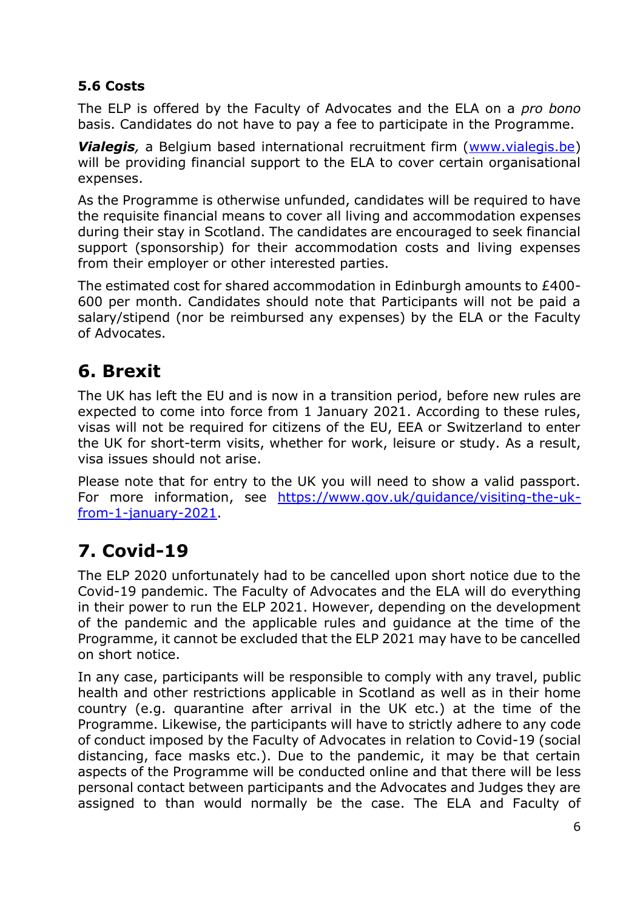### 5.6 Costs

The ELP is offered by the Faculty of Advocates and the ELA on a *pro bono* basis. Candidates do not have to pay a fee to participate in the Programme.

***Vialegis**,* a Belgium based international recruitment firm ([www.vialegis.be](www.vialegis.be)) will be providing financial support to the ELA to cover certain organisational expenses.

As the Programme is otherwise unfunded, candidates will be required to have the requisite financial means to cover all living and accommodation expenses during their stay in Scotland. The candidates are encouraged to seek financial support (sponsorship) for their accommodation costs and living expenses from their employer or other interested parties.

The estimated cost for shared accommodation in Edinburgh amounts to £400-600 per month. Candidates should note that Participants will not be paid a salary/stipend (nor be reimbursed any expenses) by the ELA or the Faculty of Advocates.

# 6. Brexit

The UK has left the EU and is now in a transition period, before new rules are expected to come into force from 1 January 2021. According to these rules, visas will not be required for citizens of the EU, EEA or Switzerland to enter the UK for short-term visits, whether for work, leisure or study. As a result, visa issues should not arise.

Please note that for entry to the UK you will need to show a valid passport. For more information, see [https://www.gov.uk/guidance/visiting-the-uk-from-1-january-2021](https://www.gov.uk/guidance/visiting-the-uk-from-1-january-2021).

# 7. Covid-19

The ELP 2020 unfortunately had to be cancelled upon short notice due to the Covid-19 pandemic. The Faculty of Advocates and the ELA will do everything in their power to run the ELP 2021. However, depending on the development of the pandemic and the applicable rules and guidance at the time of the Programme, it cannot be excluded that the ELP 2021 may have to be cancelled on short notice.

In any case, participants will be responsible to comply with any travel, public health and other restrictions applicable in Scotland as well as in their home country (e.g. quarantine after arrival in the UK etc.) at the time of the Programme. Likewise, the participants will have to strictly adhere to any code of conduct imposed by the Faculty of Advocates in relation to Covid-19 (social distancing, face masks etc.). Due to the pandemic, it may be that certain aspects of the Programme will be conducted online and that there will be less personal contact between participants and the Advocates and Judges they are assigned to than would normally be the case. The ELA and Faculty of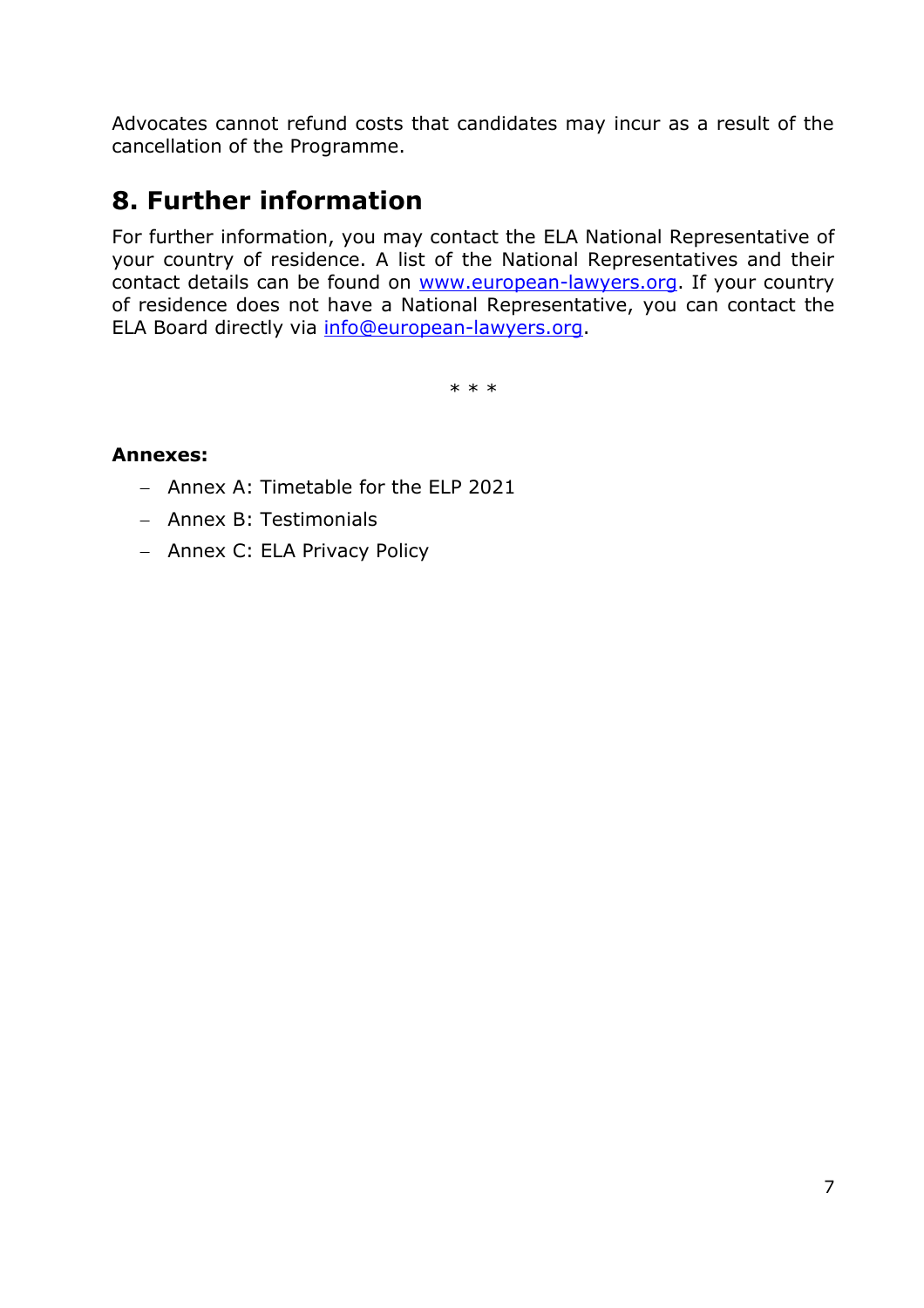Advocates cannot refund costs that candidates may incur as a result of the cancellation of the Programme.

## 8. Further information

For further information, you may contact the ELA National Representative of your country of residence. A list of the National Representatives and their contact details can be found on [www.european-lawyers.org](http://www.european-lawyers.org). If your country of residence does not have a National Representative, you can contact the ELA Board directly via [info@european-lawyers.org](mailto:info@european-lawyers.org).

\* \* \*

**Annexes:**

- Annex A: Timetable for the ELP 2021
- Annex B: Testimonials
- Annex C: ELA Privacy Policy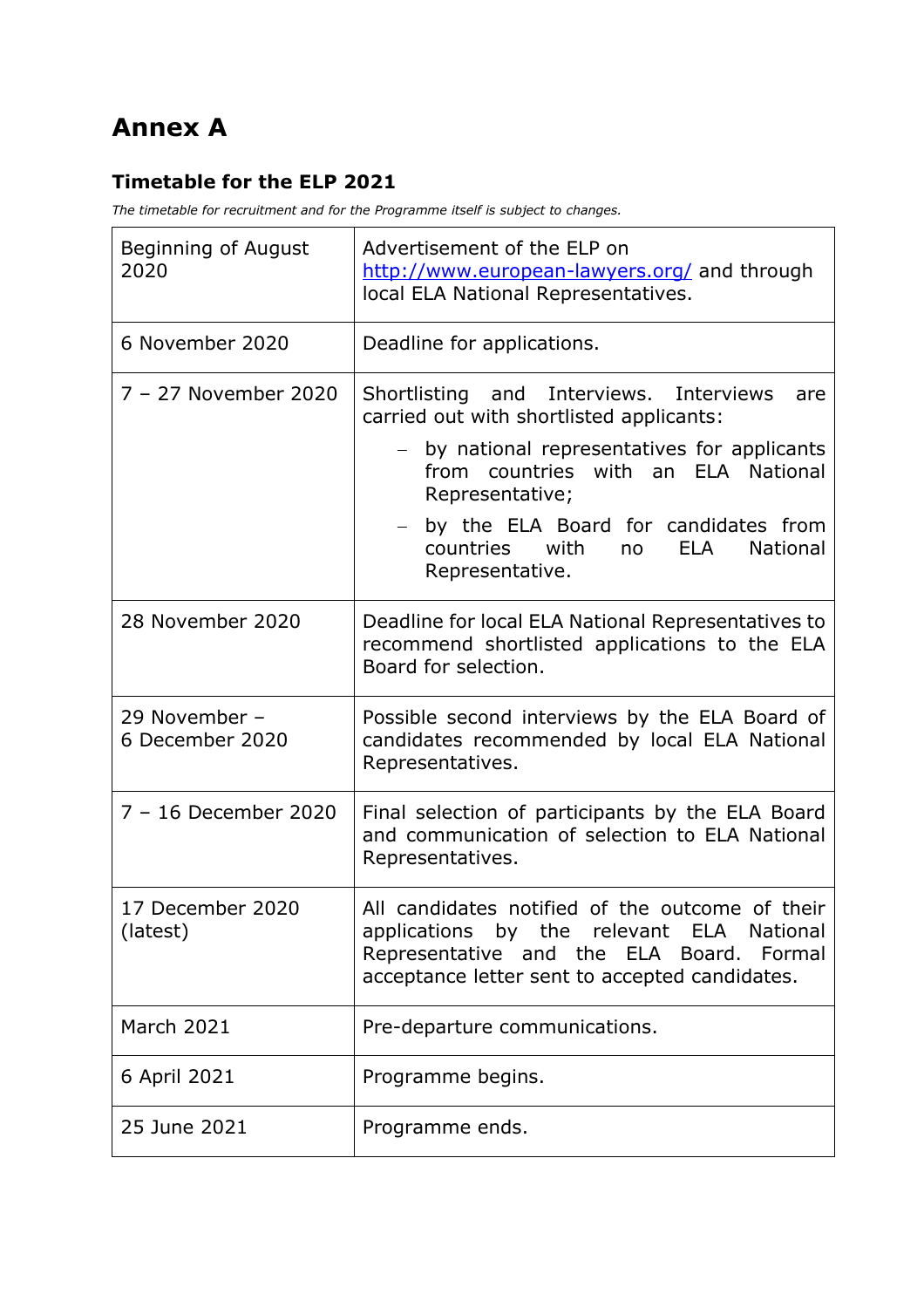# Annex A

### Timetable for the ELP 2021

*The timetable for recruitment and for the Programme itself is subject to changes.*

| Date | Activity |
|---|---|
| Beginning of August 2020 | Advertisement of the ELP on http://www.european-lawyers.org/ and through local ELA National Representatives. |
| 6 November 2020 | Deadline for applications. |
| 7 – 27 November 2020 | Shortlisting and Interviews. Interviews are carried out with shortlisted applicants: <br> – by national representatives for applicants from countries with an ELA National Representative; <br> – by the ELA Board for candidates from countries with no ELA National Representative. |
| 28 November 2020 | Deadline for local ELA National Representatives to recommend shortlisted applications to the ELA Board for selection. |
| 29 November – 6 December 2020 | Possible second interviews by the ELA Board of candidates recommended by local ELA National Representatives. |
| 7 – 16 December 2020 | Final selection of participants by the ELA Board and communication of selection to ELA National Representatives. |
| 17 December 2020 (latest) | All candidates notified of the outcome of their applications by the relevant ELA National Representative and the ELA Board. Formal acceptance letter sent to accepted candidates. |
| March 2021 | Pre-departure communications. |
| 6 April 2021 | Programme begins. |
| 25 June 2021 | Programme ends. |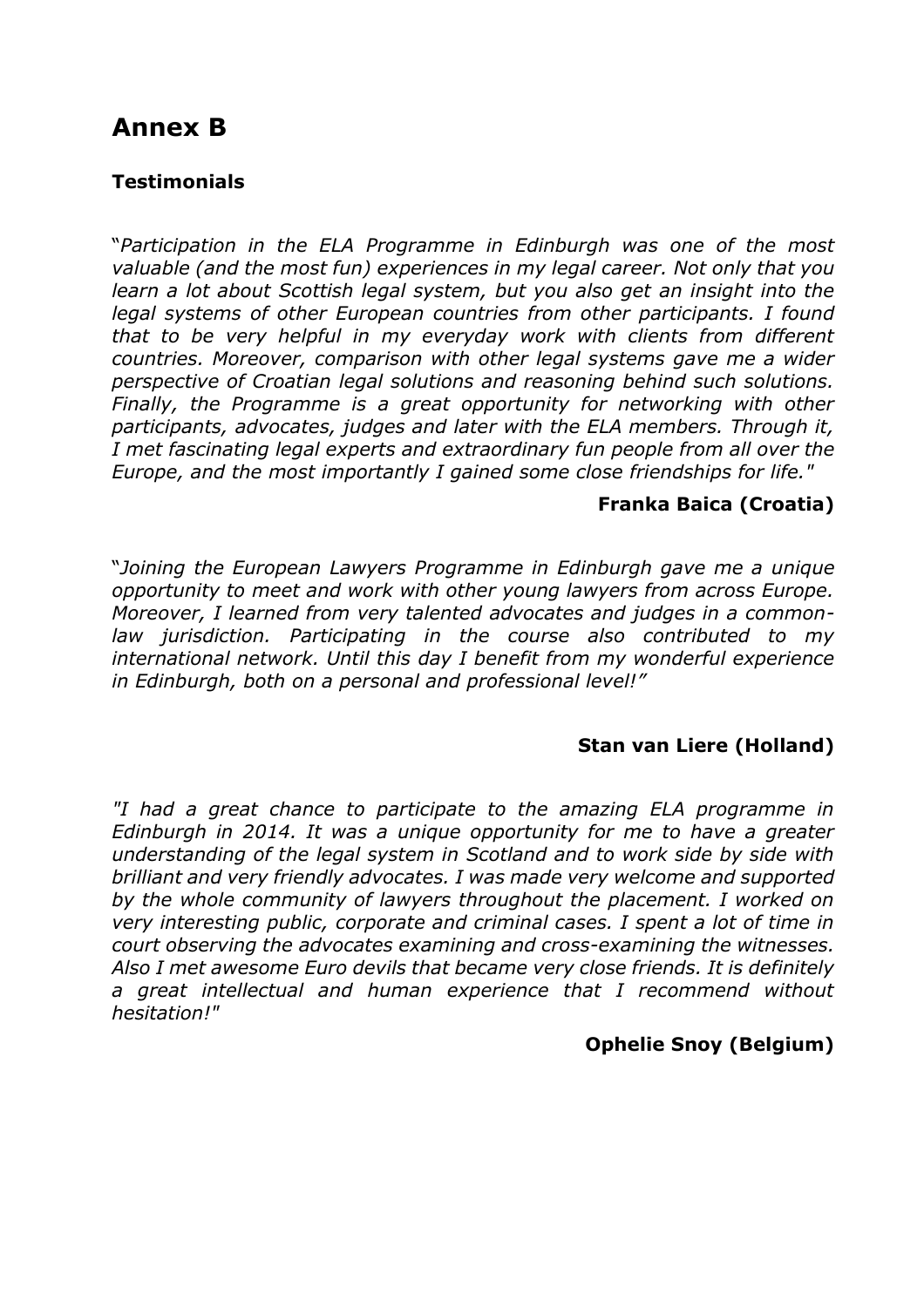# Annex B

### Testimonials

"*Participation in the ELA Programme in Edinburgh was one of the most valuable (and the most fun) experiences in my legal career. Not only that you learn a lot about Scottish legal system, but you also get an insight into the legal systems of other European countries from other participants. I found that to be very helpful in my everyday work with clients from different countries. Moreover, comparison with other legal systems gave me a wider perspective of Croatian legal solutions and reasoning behind such solutions. Finally, the Programme is a great opportunity for networking with other participants, advocates, judges and later with the ELA members. Through it, I met fascinating legal experts and extraordinary fun people from all over the Europe, and the most importantly I gained some close friendships for life."*

**Franka Baica (Croatia)**

"*Joining the European Lawyers Programme in Edinburgh gave me a unique opportunity to meet and work with other young lawyers from across Europe. Moreover, I learned from very talented advocates and judges in a common-law jurisdiction. Participating in the course also contributed to my international network. Until this day I benefit from my wonderful experience in Edinburgh, both on a personal and professional level!"*

**Stan van Liere (Holland)**

*"I had a great chance to participate to the amazing ELA programme in Edinburgh in 2014. It was a unique opportunity for me to have a greater understanding of the legal system in Scotland and to work side by side with brilliant and very friendly advocates. I was made very welcome and supported by the whole community of lawyers throughout the placement. I worked on very interesting public, corporate and criminal cases. I spent a lot of time in court observing the advocates examining and cross-examining the witnesses. Also I met awesome Euro devils that became very close friends. It is definitely a great intellectual and human experience that I recommend without hesitation!"*

**Ophelie Snoy (Belgium)**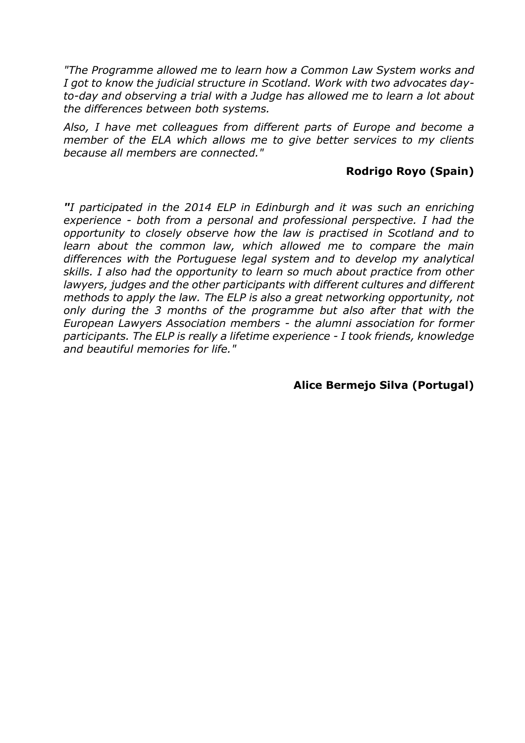*"The Programme allowed me to learn how a Common Law System works and I got to know the judicial structure in Scotland. Work with two advocates day-to-day and observing a trial with a Judge has allowed me to learn a lot about the differences between both systems.*

*Also, I have met colleagues from different parts of Europe and become a member of the ELA which allows me to give better services to my clients because all members are connected."*

**Rodrigo Royo (Spain)**

*"I participated in the 2014 ELP in Edinburgh and it was such an enriching experience - both from a personal and professional perspective. I had the opportunity to closely observe how the law is practised in Scotland and to learn about the common law, which allowed me to compare the main differences with the Portuguese legal system and to develop my analytical skills. I also had the opportunity to learn so much about practice from other lawyers, judges and the other participants with different cultures and different methods to apply the law. The ELP is also a great networking opportunity, not only during the 3 months of the programme but also after that with the European Lawyers Association members - the alumni association for former participants. The ELP is really a lifetime experience - I took friends, knowledge and beautiful memories for life."*

**Alice Bermejo Silva (Portugal)**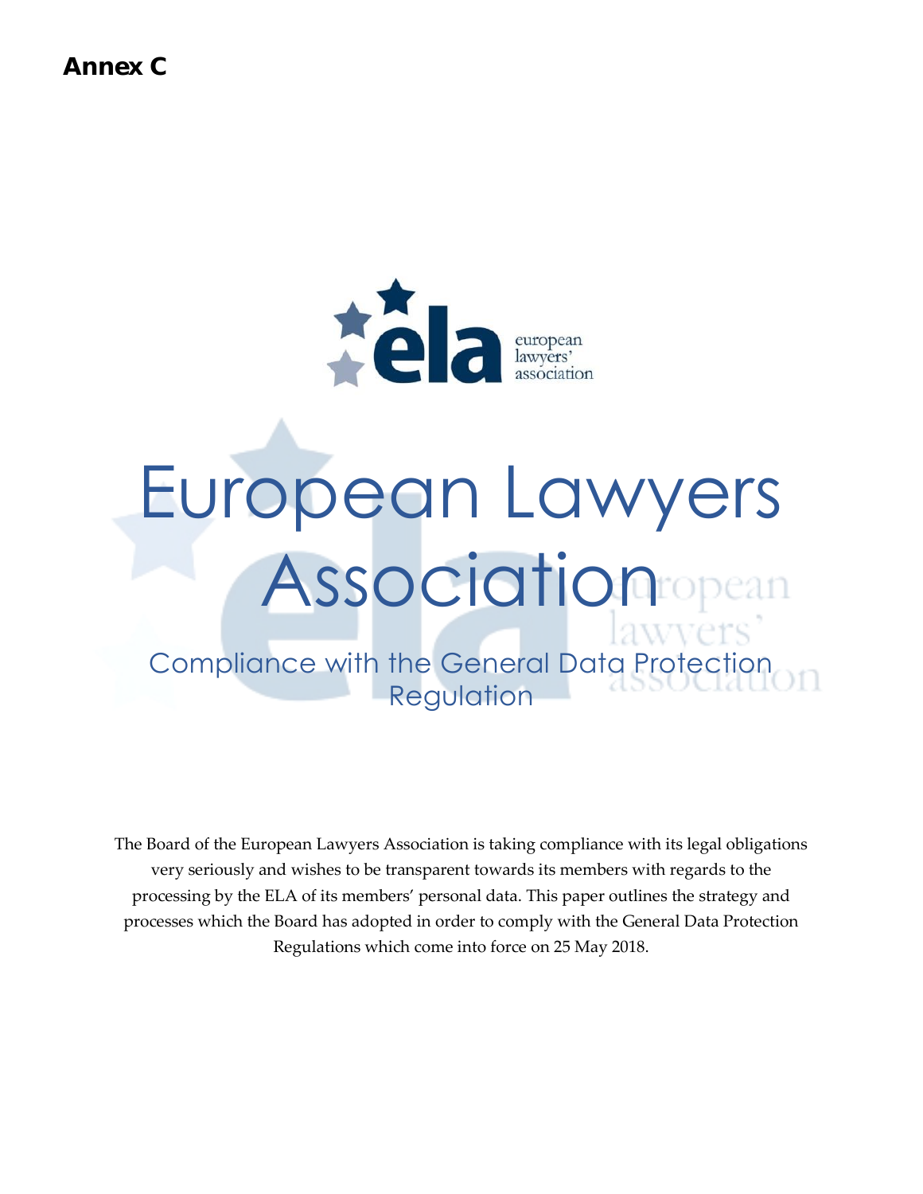**Annex C**

# European Lawyers Association

## Compliance with the General Data Protection Regulation

The Board of the European Lawyers Association is taking compliance with its legal obligations very seriously and wishes to be transparent towards its members with regards to the processing by the ELA of its members' personal data. This paper outlines the strategy and processes which the Board has adopted in order to comply with the General Data Protection Regulations which come into force on 25 May 2018.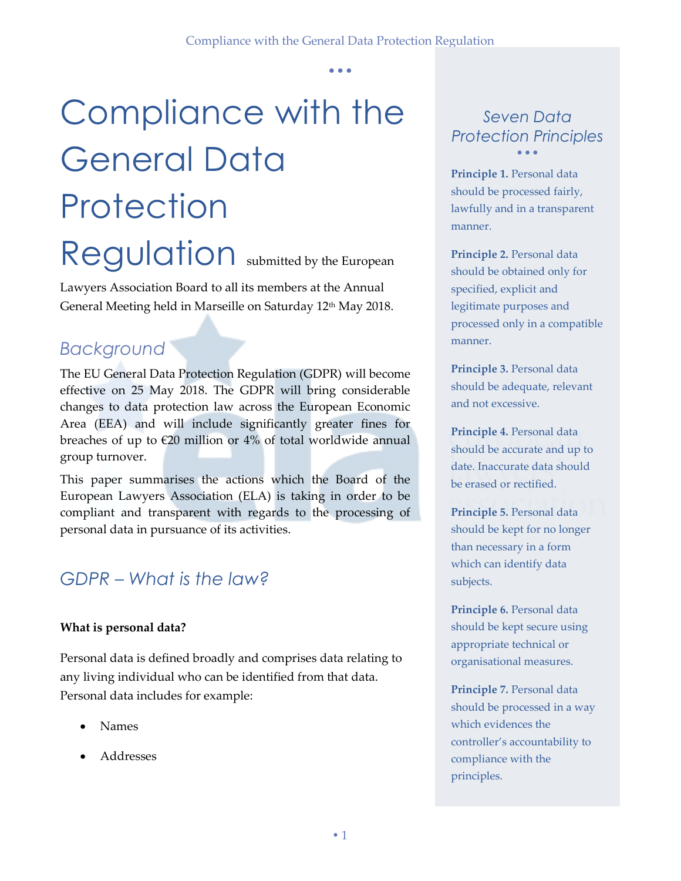# Compliance with the General Data Protection Regulation

submitted by the European Lawyers Association Board to all its members at the Annual General Meeting held in Marseille on Saturday 12th May 2018.

## Background

The EU General Data Protection Regulation (GDPR) will become effective on 25 May 2018. The GDPR will bring considerable changes to data protection law across the European Economic Area (EEA) and will include significantly greater fines for breaches of up to €20 million or 4% of total worldwide annual group turnover.

This paper summarises the actions which the Board of the European Lawyers Association (ELA) is taking in order to be compliant and transparent with regards to the processing of personal data in pursuance of its activities.

## GDPR – What is the law?

**What is personal data?**

Personal data is defined broadly and comprises data relating to any living individual who can be identified from that data. Personal data includes for example:

- Names
- Addresses

### Seven Data Protection Principles

**Principle 1.** Personal data should be processed fairly, lawfully and in a transparent manner.

**Principle 2.** Personal data should be obtained only for specified, explicit and legitimate purposes and processed only in a compatible manner.

**Principle 3.** Personal data should be adequate, relevant and not excessive.

**Principle 4.** Personal data should be accurate and up to date. Inaccurate data should be erased or rectified.

**Principle 5.** Personal data should be kept for no longer than necessary in a form which can identify data subjects.

**Principle 6.** Personal data should be kept secure using appropriate technical or organisational measures.

**Principle 7.** Personal data should be processed in a way which evidences the controller's accountability to compliance with the principles.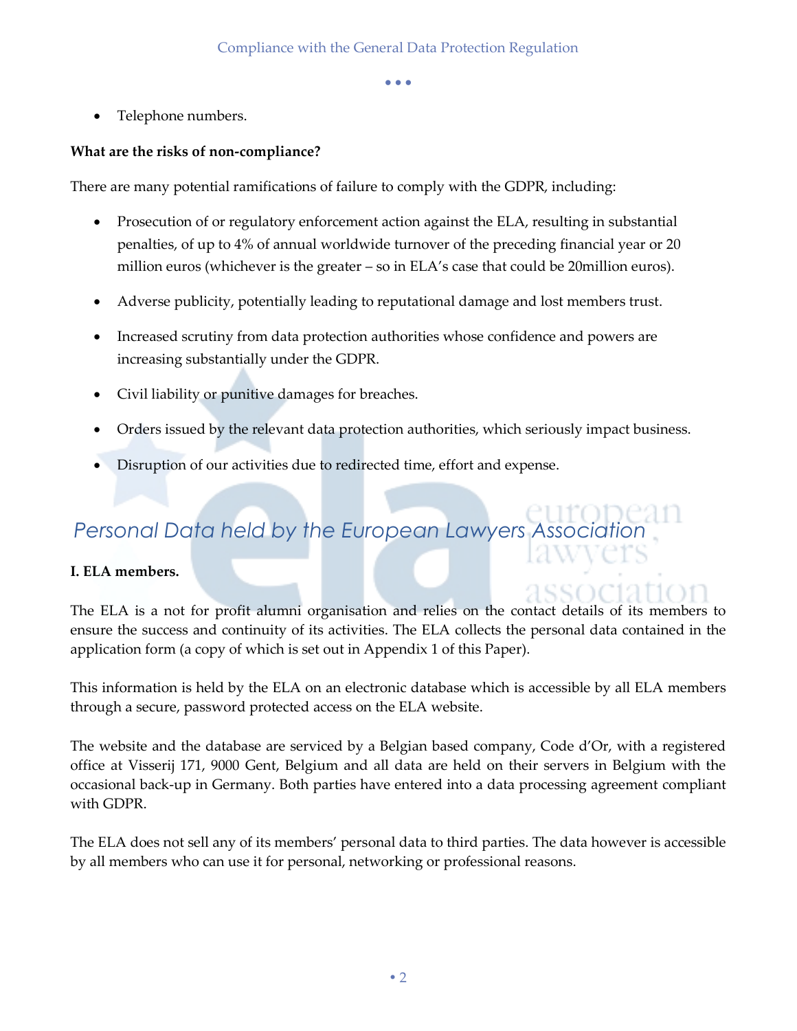- Telephone numbers.

**What are the risks of non-compliance?**

There are many potential ramifications of failure to comply with the GDPR, including:

- Prosecution of or regulatory enforcement action against the ELA, resulting in substantial penalties, of up to 4% of annual worldwide turnover of the preceding financial year or 20 million euros (whichever is the greater – so in ELA's case that could be 20million euros).
- Adverse publicity, potentially leading to reputational damage and lost members trust.
- Increased scrutiny from data protection authorities whose confidence and powers are increasing substantially under the GDPR.
- Civil liability or punitive damages for breaches.
- Orders issued by the relevant data protection authorities, which seriously impact business.
- Disruption of our activities due to redirected time, effort and expense.

## *Personal Data held by the European Lawyers Association*

**I. ELA members.**

The ELA is a not for profit alumni organisation and relies on the contact details of its members to ensure the success and continuity of its activities. The ELA collects the personal data contained in the application form (a copy of which is set out in Appendix 1 of this Paper).

This information is held by the ELA on an electronic database which is accessible by all ELA members through a secure, password protected access on the ELA website.

The website and the database are serviced by a Belgian based company, Code d'Or, with a registered office at Visserij 171, 9000 Gent, Belgium and all data are held on their servers in Belgium with the occasional back-up in Germany. Both parties have entered into a data processing agreement compliant with GDPR.

The ELA does not sell any of its members' personal data to third parties. The data however is accessible by all members who can use it for personal, networking or professional reasons.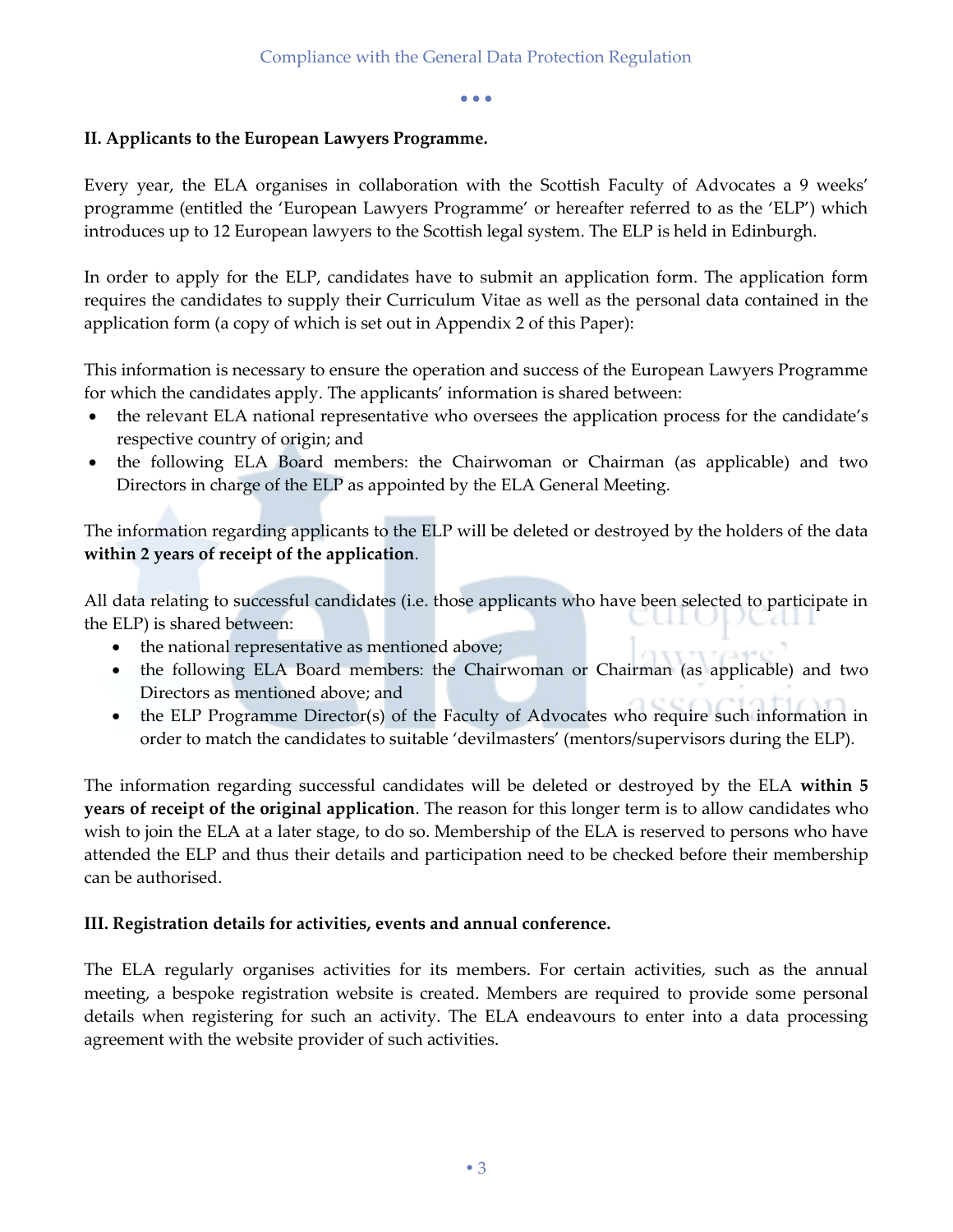## II. Applicants to the European Lawyers Programme.

Every year, the ELA organises in collaboration with the Scottish Faculty of Advocates a 9 weeks' programme (entitled the 'European Lawyers Programme' or hereafter referred to as the 'ELP') which introduces up to 12 European lawyers to the Scottish legal system. The ELP is held in Edinburgh.

In order to apply for the ELP, candidates have to submit an application form. The application form requires the candidates to supply their Curriculum Vitae as well as the personal data contained in the application form (a copy of which is set out in Appendix 2 of this Paper):

This information is necessary to ensure the operation and success of the European Lawyers Programme for which the candidates apply. The applicants' information is shared between:

- the relevant ELA national representative who oversees the application process for the candidate's respective country of origin; and
- the following ELA Board members: the Chairwoman or Chairman (as applicable) and two Directors in charge of the ELP as appointed by the ELA General Meeting.

The information regarding applicants to the ELP will be deleted or destroyed by the holders of the data **within 2 years of receipt of the application**.

All data relating to successful candidates (i.e. those applicants who have been selected to participate in the ELP) is shared between:

- the national representative as mentioned above;
- the following ELA Board members: the Chairwoman or Chairman (as applicable) and two Directors as mentioned above; and
- the ELP Programme Director(s) of the Faculty of Advocates who require such information in order to match the candidates to suitable 'devilmasters' (mentors/supervisors during the ELP).

The information regarding successful candidates will be deleted or destroyed by the ELA **within 5 years of receipt of the original application**. The reason for this longer term is to allow candidates who wish to join the ELA at a later stage, to do so. Membership of the ELA is reserved to persons who have attended the ELP and thus their details and participation need to be checked before their membership can be authorised.

## III. Registration details for activities, events and annual conference.

The ELA regularly organises activities for its members. For certain activities, such as the annual meeting, a bespoke registration website is created. Members are required to provide some personal details when registering for such an activity. The ELA endeavours to enter into a data processing agreement with the website provider of such activities.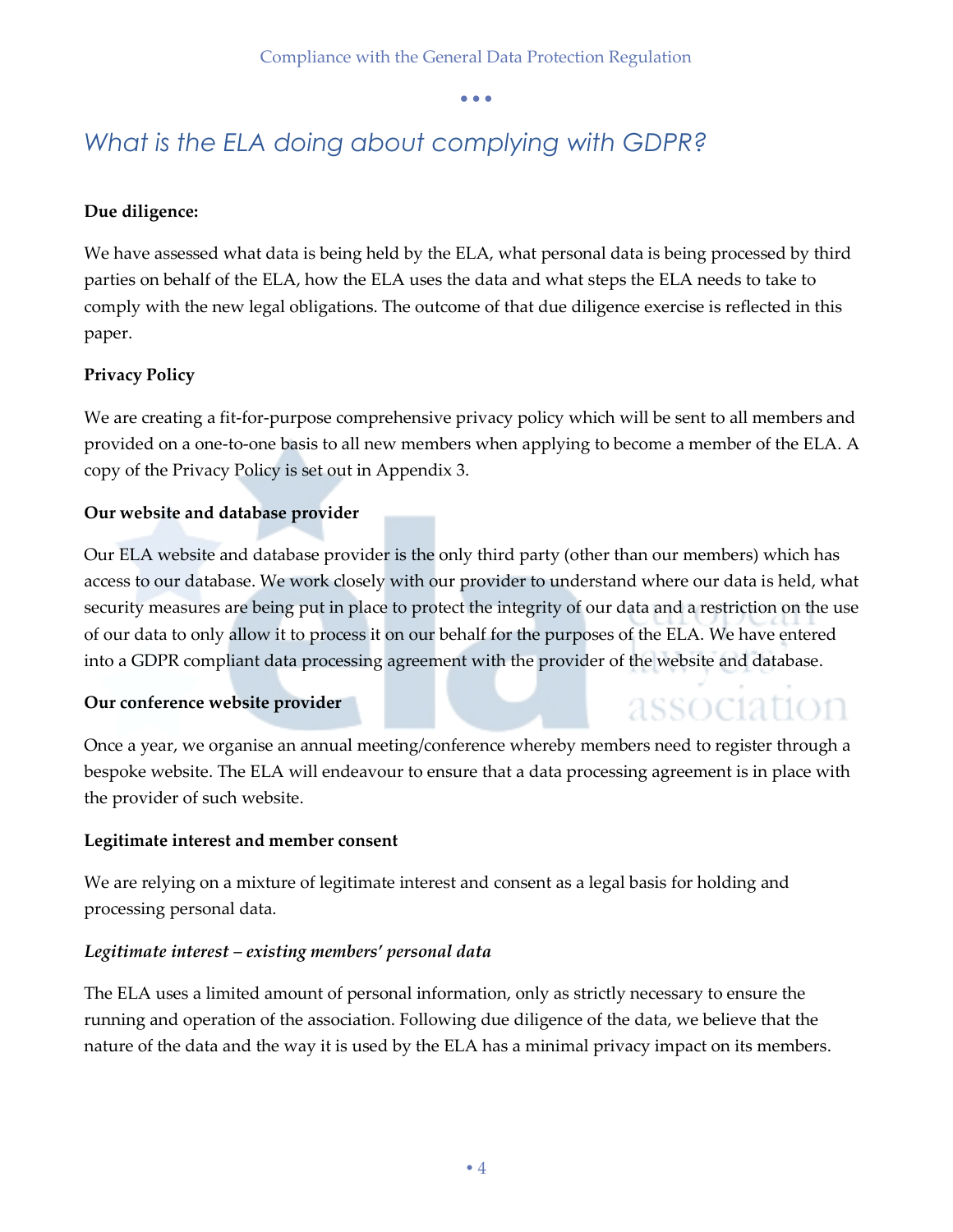## *What is the ELA doing about complying with GDPR?*

**Due diligence:**

We have assessed what data is being held by the ELA, what personal data is being processed by third parties on behalf of the ELA, how the ELA uses the data and what steps the ELA needs to take to comply with the new legal obligations. The outcome of that due diligence exercise is reflected in this paper.

**Privacy Policy**

We are creating a fit-for-purpose comprehensive privacy policy which will be sent to all members and provided on a one-to-one basis to all new members when applying to become a member of the ELA. A copy of the Privacy Policy is set out in Appendix 3.

**Our website and database provider**

Our ELA website and database provider is the only third party (other than our members) which has access to our database. We work closely with our provider to understand where our data is held, what security measures are being put in place to protect the integrity of our data and a restriction on the use of our data to only allow it to process it on our behalf for the purposes of the ELA. We have entered into a GDPR compliant data processing agreement with the provider of the website and database.

**Our conference website provider**

Once a year, we organise an annual meeting/conference whereby members need to register through a bespoke website. The ELA will endeavour to ensure that a data processing agreement is in place with the provider of such website.

**Legitimate interest and member consent**

We are relying on a mixture of legitimate interest and consent as a legal basis for holding and processing personal data.

***Legitimate interest – existing members' personal data***

The ELA uses a limited amount of personal information, only as strictly necessary to ensure the running and operation of the association. Following due diligence of the data, we believe that the nature of the data and the way it is used by the ELA has a minimal privacy impact on its members.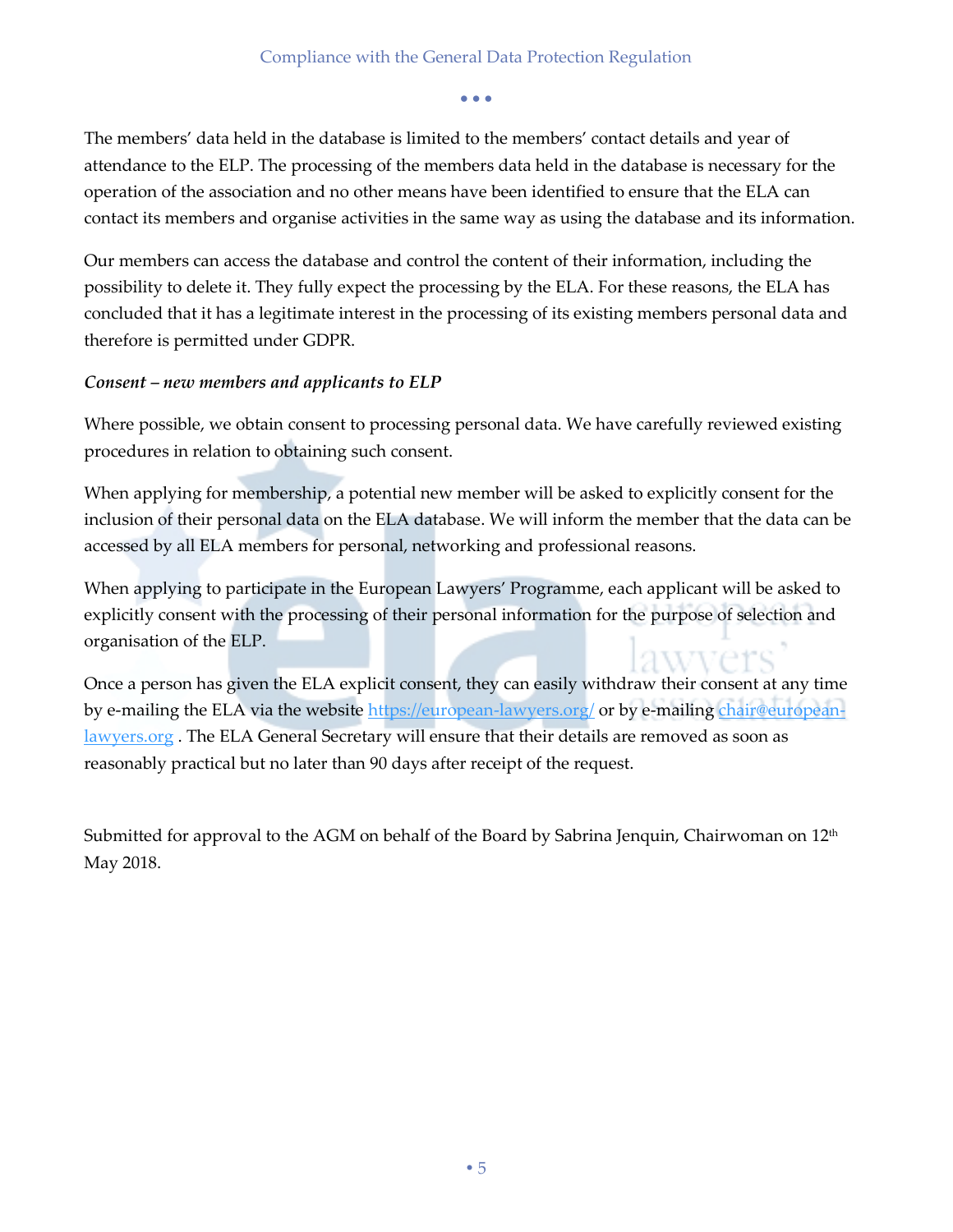The members' data held in the database is limited to the members' contact details and year of attendance to the ELP. The processing of the members data held in the database is necessary for the operation of the association and no other means have been identified to ensure that the ELA can contact its members and organise activities in the same way as using the database and its information.

Our members can access the database and control the content of their information, including the possibility to delete it. They fully expect the processing by the ELA. For these reasons, the ELA has concluded that it has a legitimate interest in the processing of its existing members personal data and therefore is permitted under GDPR.

***Consent – new members and applicants to ELP***

Where possible, we obtain consent to processing personal data. We have carefully reviewed existing procedures in relation to obtaining such consent.

When applying for membership, a potential new member will be asked to explicitly consent for the inclusion of their personal data on the ELA database. We will inform the member that the data can be accessed by all ELA members for personal, networking and professional reasons.

When applying to participate in the European Lawyers' Programme, each applicant will be asked to explicitly consent with the processing of their personal information for the purpose of selection and organisation of the ELP.

Once a person has given the ELA explicit consent, they can easily withdraw their consent at any time by e-mailing the ELA via the website [https://european-lawyers.org/](https://european-lawyers.org/) or by e-mailing [chair@european-lawyers.org](mailto:chair@european-lawyers.org) . The ELA General Secretary will ensure that their details are removed as soon as reasonably practical but no later than 90 days after receipt of the request.

Submitted for approval to the AGM on behalf of the Board by Sabrina Jenquin, Chairwoman on 12th May 2018.